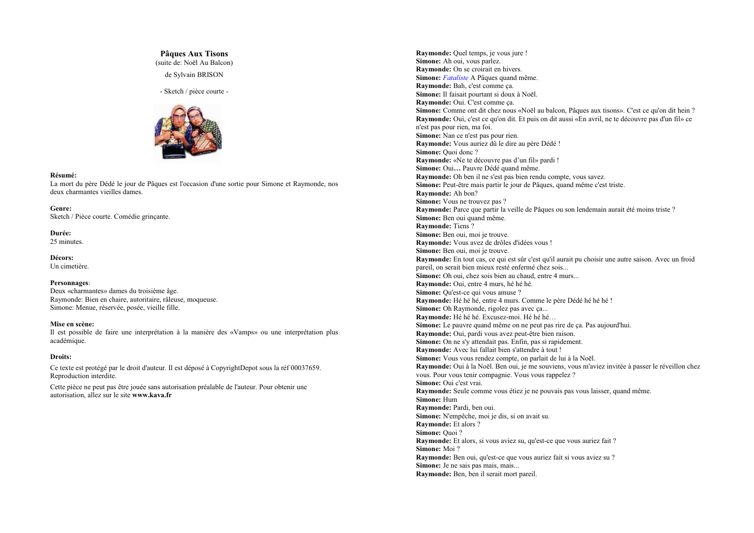**Pâques Aux Tisons**

(suite de: Noël Au Balcon)

de Sylvain BRISON

- Sketch / pièce courte -

**Résumé:**

La mort du père Dédé le jour de Pâques est l'occasion d'une sortie pour Simone et Raymonde, nos deux charmantes vieilles dames.

**Genre:**

Sketch / Pièce courte. Comédie grinçante.

**Durée:**

25 minutes.

**Décors:**

Un cimetière.

**Personnages**:

Deux «charmantes» dames du troisième âge.

Raymonde: Bien en chaire, autoritaire, râleuse, moqueuse.

Simone: Menue, réservée, posée, vieille fille.

**Mise en scène:**

Il est possible de faire une interprétation à la manière des «Vamps» ou une interprétation plus académique.

**Droits:**

Ce texte est protégé par le droit d'auteur. Il est déposé à CopyrightDepot sous la réf 00037659. Reproduction interdite.

Cette pièce ne peut pas être jouée sans autorisation préalable de l'auteur. Pour obtenir une autorisation, allez sur le site **www.kava.fr**

**Raymonde:** Quel temps, je vous jure !

**Simone:** Ah oui, vous parlez.

**Raymonde:** On se croirait en hivers.

**Simone:** *Fataliste* A Pâques quand même.

**Raymonde:** Bah, c'est comme ça.

**Simone:** Il faisait pourtant si doux à Noël.

**Raymonde:** Oui. C'est comme ça.

**Simone:** Comme ont dit chez nous «Noël au balcon, Pâques aux tisons». C'est ce qu'on dit hein ?

**Raymonde:** Oui, c'est ce qu'on dit. Et puis on dit aussi «En avril, ne te découvre pas d'un fil» ce n'est pas pour rien, ma foi.

**Simone:** Nan ce n'est pas pour rien.

**Raymonde:** Vous auriez dû le dire au père Dédé !

**Simone:** Quoi donc ?

**Raymonde:** «Ne te découvre pas d'un fil» pardi !

**Simone:** Oui**…** Pauvre Dédé quand même.

**Raymonde:** Oh ben il ne s'est pas bien rendu compte, vous savez.

**Simone:** Peut-être mais partir le jour de Pâques, quand même c'est triste.

**Raymonde:** Ah bon?

**Simone:** Vous ne trouvez pas ?

**Raymonde:** Parce que partir la veille de Pâques ou son lendemain aurait été moins triste ?

**Simone:** Ben oui quand même.

**Raymonde:** Tiens ?

**Simone:** Ben oui, moi je trouve.

**Raymonde:** Vous avez de drôles d'idées vous !

**Simone:** Ben oui, moi je trouve.

**Raymonde:** En tout cas, ce qui est sûr c'est qu'il aurait pu choisir une autre saison. Avec un froid pareil, on serait bien mieux resté enfermé chez sois...

**Simone:** Oh oui, chez sois bien au chaud, entre 4 murs...

**Raymonde:** Oui, entre 4 murs, hé hé hé.

**Simone:** Qu'est-ce qui vous amuse ?

**Raymonde:** Hé hé hé, entre 4 murs. Comme le père Dédé hé hé hé !

**Simone:** Oh Raymonde, rigolez pas avec ça...

**Raymonde:** Hé hé hé. Excusez-moi. Hé hé hé…

**Simone:** Le pauvre quand même on ne peut pas rire de ça. Pas aujourd'hui.

**Raymonde:** Oui, pardi vous avez peut-être bien raison.

**Simone:** On ne s'y attendait pas. Enfin, pas si rapidement.

**Raymonde:** Avec lui fallait bien s'attendre à tout !

**Simone:** Vous vous rendez compte, on parlait de lui à la Noël.

**Raymonde:** Oui à la Noël. Ben oui, je me souviens, vous m'aviez invitée à passer le réveillon chez vous. Pour vous tenir compagnie. Vous vous rappelez ?

**Simone:** Oui c'est vrai.

**Raymonde:** Seule comme vous étiez je ne pouvais pas vous laisser, quand même.

**Simone:** Hum

**Raymonde:** Pardi, ben oui.

**Simone:** N'empêche, moi je dis, si on avait su.

**Raymonde:** Et alors ?

**Simone:** Quoi ?

**Raymonde:** Et alors, si vous aviez su, qu'est-ce que vous auriez fait ?

**Simone:** Moi ?

**Raymonde:** Ben oui, qu'est-ce que vous auriez fait si vous aviez su ?

**Simone:** Je ne sais pas mais, mais...

**Raymonde:** Ben, ben il serait mort pareil.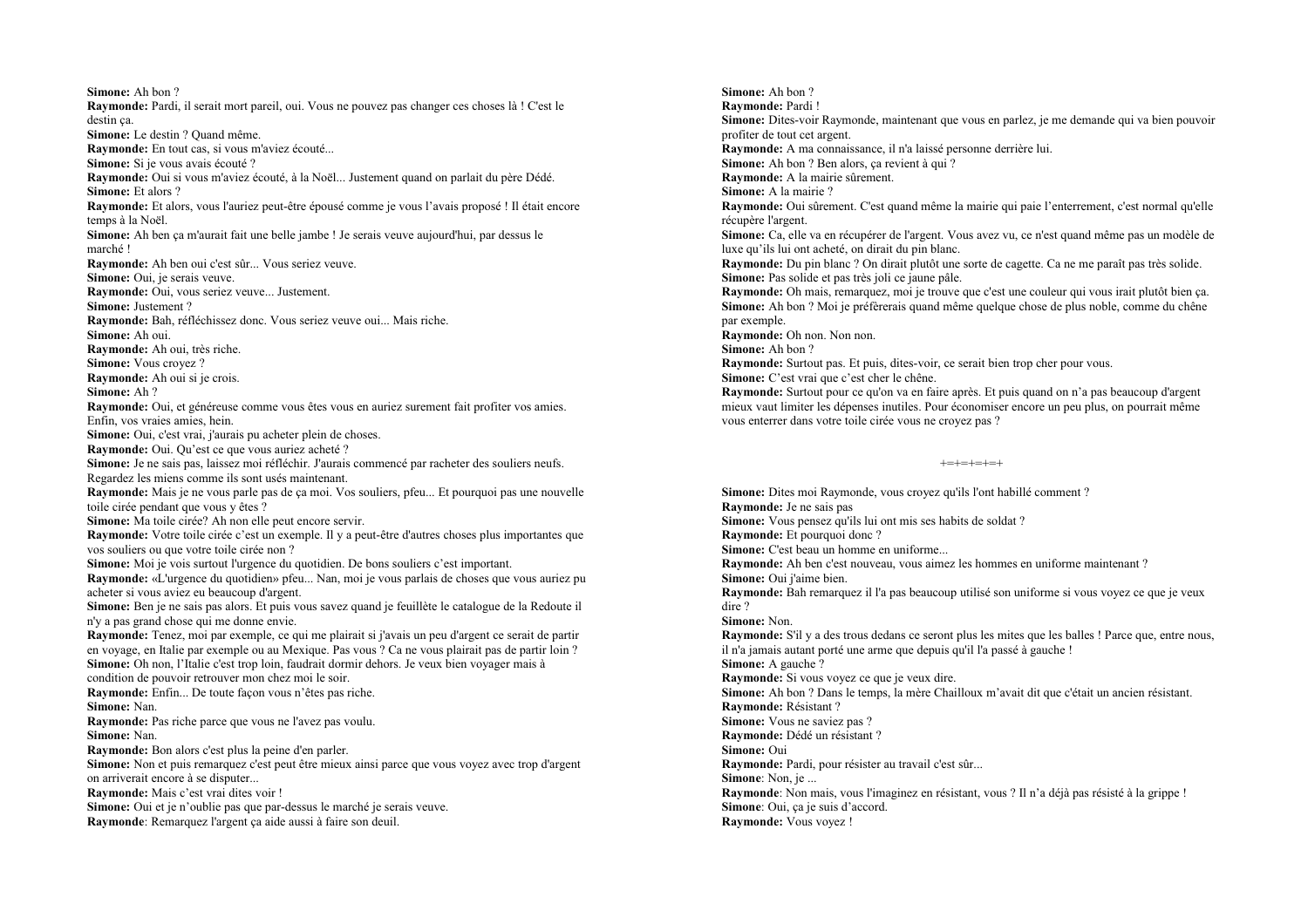**Simone:** Ah bon ?
**Raymonde:** Pardi, il serait mort pareil, oui. Vous ne pouvez pas changer ces choses là ! C'est le destin ça.
**Simone:** Le destin ? Quand même.
**Raymonde:** En tout cas, si vous m'aviez écouté...
**Simone:** Si je vous avais écouté ?
**Raymonde:** Oui si vous m'aviez écouté, à la Noël... Justement quand on parlait du père Dédé.
**Simone:** Et alors ?
**Raymonde:** Et alors, vous l'auriez peut-être épousé comme je vous l'avais proposé ! Il était encore temps à la Noël.
**Simone:** Ah ben ça m'aurait fait une belle jambe ! Je serais veuve aujourd'hui, par dessus le marché !
**Raymonde:** Ah ben oui c'est sûr... Vous seriez veuve.
**Simone:** Oui, je serais veuve.
**Raymonde:** Oui, vous seriez veuve... Justement.
**Simone:** Justement ?
**Raymonde:** Bah, réfléchissez donc. Vous seriez veuve oui... Mais riche.
**Simone:** Ah oui.
**Raymonde:** Ah oui, très riche.
**Simone:** Vous croyez ?
**Raymonde:** Ah oui si je crois.
**Simone:** Ah ?
**Raymonde:** Oui, et généreuse comme vous êtes vous en auriez surement fait profiter vos amies. Enfin, vos vraies amies, hein.
**Simone:** Oui, c'est vrai, j'aurais pu acheter plein de choses.
**Raymonde:** Oui. Qu'est ce que vous auriez acheté ?
**Simone:** Je ne sais pas, laissez moi réfléchir. J'aurais commencé par racheter des souliers neufs. Regardez les miens comme ils sont usés maintenant.
**Raymonde:** Mais je ne vous parle pas de ça moi. Vos souliers, pfeu... Et pourquoi pas une nouvelle toile cirée pendant que vous y êtes ?
**Simone:** Ma toile cirée? Ah non elle peut encore servir.
**Raymonde:** Votre toile cirée c'est un exemple. Il y a peut-être d'autres choses plus importantes que vos souliers ou que votre toile cirée non ?
**Simone:** Moi je vois surtout l'urgence du quotidien. De bons souliers c'est important.
**Raymonde:** «L'urgence du quotidien» pfeu... Nan, moi je vous parlais de choses que vous auriez pu acheter si vous aviez eu beaucoup d'argent.
**Simone:** Ben je ne sais pas alors. Et puis vous savez quand je feuillète le catalogue de la Redoute il n'y a pas grand chose qui me donne envie.
**Raymonde:** Tenez, moi par exemple, ce qui me plairait si j'avais un peu d'argent ce serait de partir en voyage, en Italie par exemple ou au Mexique. Pas vous ? Ca ne vous plairait pas de partir loin ?
**Simone:** Oh non, l'Italie c'est trop loin, faudrait dormir dehors. Je veux bien voyager mais à condition de pouvoir retrouver mon chez moi le soir.
**Raymonde:** Enfin... De toute façon vous n'êtes pas riche.
**Simone:** Nan.
**Raymonde:** Pas riche parce que vous ne l'avez pas voulu.
**Simone:** Nan.
**Raymonde:** Bon alors c'est plus la peine d'en parler.
**Simone:** Non et puis remarquez c'est peut être mieux ainsi parce que vous voyez avec trop d'argent on arriverait encore à se disputer...
**Raymonde:** Mais c'est vrai dites voir !
**Simone:** Oui et je n'oublie pas que par-dessus le marché je serais veuve.
**Raymonde**: Remarquez l'argent ça aide aussi à faire son deuil.
**Simone:** Ah bon ?
**Raymonde:** Pardi !
**Simone:** Dites-voir Raymonde, maintenant que vous en parlez, je me demande qui va bien pouvoir profiter de tout cet argent.
**Raymonde:** A ma connaissance, il n'a laissé personne derrière lui.
**Simone:** Ah bon ? Ben alors, ça revient à qui ?
**Raymonde:** A la mairie sûrement.
**Simone:** A la mairie ?
**Raymonde:** Oui sûrement. C'est quand même la mairie qui paie l'enterrement, c'est normal qu'elle récupère l'argent.
**Simone:** Ca, elle va en récupérer de l'argent. Vous avez vu, ce n'est quand même pas un modèle de luxe qu'ils lui ont acheté, on dirait du pin blanc.
**Raymonde:** Du pin blanc ? On dirait plutôt une sorte de cagette. Ca ne me paraît pas très solide.
**Simone:** Pas solide et pas très joli ce jaune pâle.
**Raymonde:** Oh mais, remarquez, moi je trouve que c'est une couleur qui vous irait plutôt bien ça.
**Simone:** Ah bon ? Moi je préfèrerais quand même quelque chose de plus noble, comme du chêne par exemple.
**Raymonde:** Oh non. Non non.
**Simone:** Ah bon ?
**Raymonde:** Surtout pas. Et puis, dites-voir, ce serait bien trop cher pour vous.
**Simone:** C'est vrai que c'est cher le chêne.
**Raymonde:** Surtout pour ce qu'on va en faire après. Et puis quand on n'a pas beaucoup d'argent mieux vaut limiter les dépenses inutiles. Pour économiser encore un peu plus, on pourrait même vous enterrer dans votre toile cirée vous ne croyez pas ?

+=+=+=+=+

**Simone:** Dites moi Raymonde, vous croyez qu'ils l'ont habillé comment ?
**Raymonde:** Je ne sais pas
**Simone:** Vous pensez qu'ils lui ont mis ses habits de soldat ?
**Raymonde:** Et pourquoi donc ?
**Simone:** C'est beau un homme en uniforme...
**Raymonde:** Ah ben c'est nouveau, vous aimez les hommes en uniforme maintenant ?
**Simone:** Oui j'aime bien.
**Raymonde:** Bah remarquez il l'a pas beaucoup utilisé son uniforme si vous voyez ce que je veux dire ?
**Simone:** Non.
**Raymonde:** S'il y a des trous dedans ce seront plus les mites que les balles ! Parce que, entre nous, il n'a jamais autant porté une arme que depuis qu'il l'a passé à gauche !
**Simone:** A gauche ?
**Raymonde:** Si vous voyez ce que je veux dire.
**Simone:** Ah bon ? Dans le temps, la mère Chailloux m'avait dit que c'était un ancien résistant.
**Raymonde:** Résistant ?
**Simone:** Vous ne saviez pas ?
**Raymonde:** Dédé un résistant ?
**Simone:** Oui
**Raymonde:** Pardi, pour résister au travail c'est sûr...
**Simone**: Non, je ...
**Raymonde**: Non mais, vous l'imaginez en résistant, vous ? Il n'a déjà pas résisté à la grippe !
**Simone**: Oui, ça je suis d'accord.
**Raymonde:** Vous voyez !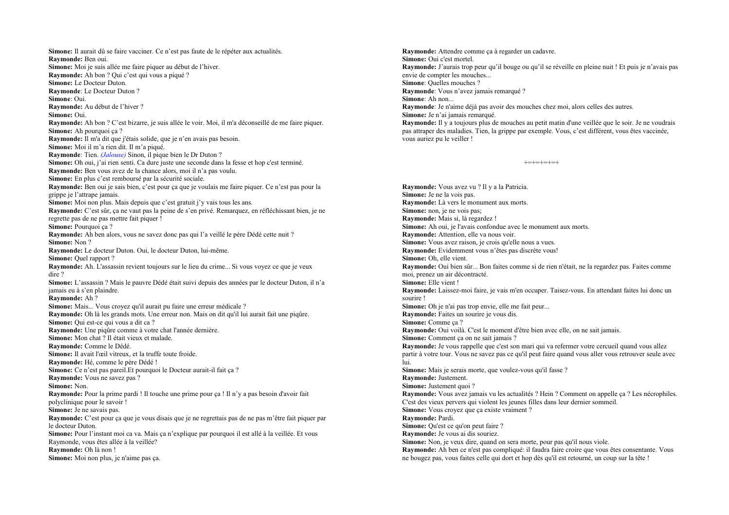**Simone:** Il aurait dû se faire vacciner. Ce n'est pas faute de le répéter aux actualités.
**Raymonde:** Ben oui.
**Simone:** Moi je suis allée me faire piquer au début de l'hiver.
**Raymonde:** Ah bon ? Qui c'est qui vous a piqué ?
**Simone:** Le Docteur Duton.
**Raymonde**: Le Docteur Duton ?
**Simone**: Oui.
**Raymonde:** Au début de l'hiver ?
**Simone:** Oui.
**Raymonde:** Ah bon ? C'est bizarre, je suis allée le voir. Moi, il m'a déconseillé de me faire piquer.
**Simone:** Ah pourquoi ça ?
**Raymonde:** Il m'a dit que j'étais solide, que je n'en avais pas besoin.
**Simone:** Moi il m'a rien dit. Il m'a piqué.
**Raymonde**: Tien. *(Jalouse)* Sinon, il pique bien le Dr Duton ?
**Simone:** Oh oui, j'ai rien senti. Ca dure juste une seconde dans la fesse et hop c'est terminé.
**Raymonde:** Ben vous avez de la chance alors, moi il n'a pas voulu.
**Simone:** En plus c'est remboursé par la sécurité sociale.
**Raymonde:** Ben oui je sais bien, c'est pour ça que je voulais me faire piquer. Ce n'est pas pour la grippe je l'attrape jamais.
**Simone:** Moi non plus. Mais depuis que c'est gratuit j'y vais tous les ans.
**Raymonde:** C'est sûr, ça ne vaut pas la peine de s'en privé. Remarquez, en réfléchissant bien, je ne regrette pas de ne pas mettre fait piquer !
**Simone:** Pourquoi ça ?
**Raymonde:** Ah ben alors, vous ne savez donc pas qui l'a veillé le père Dédé cette nuit ?
**Simone:** Non ?
**Raymonde:** Le docteur Duton. Oui, le docteur Duton, lui-même.
**Simone:** Quel rapport ?
**Raymonde:** Ah. L'assassin revient toujours sur le lieu du crime... Si vous voyez ce que je veux dire ?
**Simone:** L'assassin ? Mais le pauvre Dédé était suivi depuis des années par le docteur Duton, il n'a jamais eu à s'en plaindre.
**Raymonde:** Ah ?
**Simone:** Mais... Vous croyez qu'il aurait pu faire une erreur médicale ?
**Raymonde:** Oh là les grands mots. Une erreur non. Mais on dit qu'il lui aurait fait une piqûre.
**Simone:** Qui est-ce qui vous a dit ca ?
**Raymonde:** Une piqûre comme à votre chat l'année dernière.
**Simone:** Mon chat ? Il était vieux et malade.
**Raymonde:** Comme le Dédé.
**Simone:** Il avait l'œil vitreux, et la truffe toute froide.
**Raymonde:** Hé, comme le père Dédé !
**Simone:** Ce n'est pas pareil.Et pourquoi le Docteur aurait-il fait ça ?
**Raymonde:** Vous ne savez pas ?
**Simone:** Non.
**Raymonde:** Pour la prime pardi ! Il touche une prime pour ça ! Il n'y a pas besoin d'avoir fait polyclinique pour le savoir !
**Simone:** Je ne savais pas.
**Raymonde:** C'est pour ça que je vous disais que je ne regrettais pas de ne pas m'être fait piquer par le docteur Duton.
**Simone:** Pour l'instant moi ca va. Mais ça n'explique par pourquoi il est allé à la veillée. Et vous Raymonde, vous êtes allée à la veillée?
**Raymonde:** Oh là non !
**Simone:** Moi non plus, je n'aime pas ça.
**Raymonde:** Attendre comme ça à regarder un cadavre.
**Simone:** Oui c'est mortel.
**Raymonde:** J'aurais trop peur qu'il bouge ou qu'il se réveille en pleine nuit ! Et puis je n'avais pas envie de compter les mouches...
**Simone**: Quelles mouches ?
**Raymonde**: Vous n'avez jamais remarqué ?
**Simone**: Ah non...
**Raymonde**: Je n'aime déjà pas avoir des mouches chez moi, alors celles des autres.
**Simone:** Je n'ai jamais remarqué.
**Raymonde:** Il y a toujours plus de mouches au petit matin d'une veillée que le soir. Je ne voudrais pas attraper des maladies. Tien, la grippe par exemple. Vous, c'est différent, vous êtes vaccinée, vous auriez pu le veiller !

+=+=+=+=+

**Raymonde:** Vous avez vu ? Il y a la Patricia.
**Simone:** Je ne la vois pas.
**Raymonde:** Là vers le monument aux morts.
**Simone:** non, je ne vois pas;
**Raymonde:** Mais si, là regardez !
**Simone:** Ah oui, je l'avais confondue avec le monument aux morts.
**Raymonde:** Attention, elle va nous voir.
**Simone:** Vous avez raison, je crois qu'elle nous a vues.
**Raymonde:** Evidemment vous n'êtes pas discrète vous!
**Simone:** Oh, elle vient.
**Raymonde:** Oui bien sûr... Bon faites comme si de rien n'était, ne la regardez pas. Faites comme moi, prenez un air décontracté.
**Simone:** Elle vient !
**Raymonde:** Laissez-moi faire, je vais m'en occuper. Taisez-vous. En attendant faites lui donc un sourire !
**Simone:** Oh je n'ai pas trop envie, elle me fait peur...
**Raymonde:** Faites un sourire je vous dis.
**Simone:** Comme ça ?
**Raymonde:** Oui voilà. C'est le moment d'être bien avec elle, on ne sait jamais.
**Simone:** Comment ça on ne sait jamais ?
**Raymonde:** Je vous rappelle que c'est son mari qui va refermer votre cercueil quand vous allez partir à votre tour. Vous ne savez pas ce qu'il peut faire quand vous aller vous retrouver seule avec lui.
**Simone:** Mais je serais morte, que voulez-vous qu'il fasse ?
**Raymonde:** Justement.
**Simone:** Justement quoi ?
**Raymonde:** Vous avez jamais vu les actualités ? Hein ? Comment on appelle ça ? Les nécrophiles. C'est des vieux pervers qui violent les jeunes filles dans leur dernier sommeil.
**Simone:** Vous croyez que ça existe vraiment ?
**Raymonde:** Pardi.
**Simone:** Qu'est ce qu'on peut faire ?
**Raymonde:** Je vous ai dis souriez.
**Simone:** Non, je veux dire, quand on sera morte, pour pas qu'il nous viole.
**Raymonde:** Ah ben ce n'est pas compliqué: il faudra faire croire que vous êtes consentante. Vous ne bougez pas, vous faites celle qui dort et hop dès qu'il est retourné, un coup sur la tête !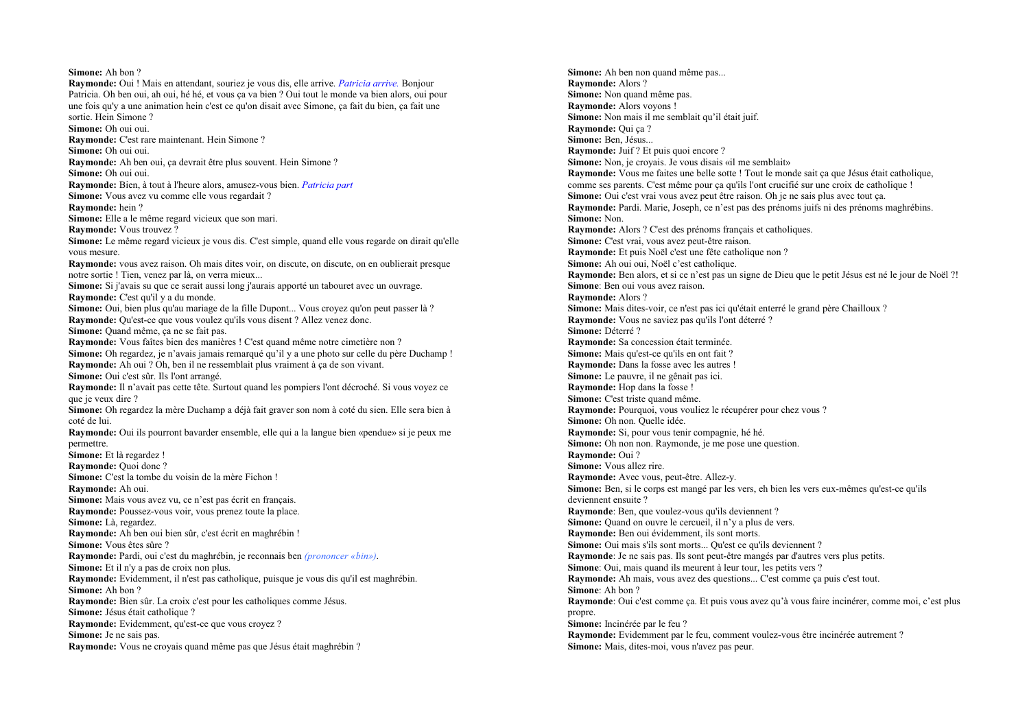**Simone:** Ah bon ?

**Raymonde:** Oui ! Mais en attendant, souriez je vous dis, elle arrive. *Patricia arrive.* Bonjour Patricia. Oh ben oui, ah oui, hé hé, et vous ça va bien ? Oui tout le monde va bien alors, oui pour une fois qu'y a une animation hein c'est ce qu'on disait avec Simone, ça fait du bien, ça fait une sortie. Hein Simone ?

**Simone:** Oh oui oui.

**Raymonde:** C'est rare maintenant. Hein Simone ?

**Simone:** Oh oui oui.

**Raymonde:** Ah ben oui, ça devrait être plus souvent. Hein Simone ?

**Simone:** Oh oui oui.

**Raymonde:** Bien, à tout à l'heure alors, amusez-vous bien. *Patricia part*

**Simone:** Vous avez vu comme elle vous regardait ?

**Raymonde:** hein ?

**Simone:** Elle a le même regard vicieux que son mari.

**Raymonde:** Vous trouvez ?

**Simone:** Le même regard vicieux je vous dis. C'est simple, quand elle vous regarde on dirait qu'elle vous mesure.

**Raymonde:** vous avez raison. Oh mais dites voir, on discute, on discute, on en oublierait presque notre sortie ! Tien, venez par là, on verra mieux...

**Simone:** Si j'avais su que ce serait aussi long j'aurais apporté un tabouret avec un ouvrage.

**Raymonde:** C'est qu'il y a du monde.

**Simone:** Oui, bien plus qu'au mariage de la fille Dupont... Vous croyez qu'on peut passer là ?

**Raymonde:** Qu'est-ce que vous voulez qu'ils vous disent ? Allez venez donc.

**Simone:** Quand même, ça ne se fait pas.

**Raymonde:** Vous faîtes bien des manières ! C'est quand même notre cimetière non ?

**Simone:** Oh regardez, je n'avais jamais remarqué qu'il y a une photo sur celle du père Duchamp !

**Raymonde:** Ah oui ? Oh, ben il ne ressemblait plus vraiment à ça de son vivant.

**Simone:** Oui c'est sûr. Ils l'ont arrangé.

**Raymonde:** Il n'avait pas cette tête. Surtout quand les pompiers l'ont décroché. Si vous voyez ce que je veux dire ?

**Simone:** Oh regardez la mère Duchamp a déjà fait graver son nom à coté du sien. Elle sera bien à coté de lui.

**Raymonde:** Oui ils pourront bavarder ensemble, elle qui a la langue bien «pendue» si je peux me permettre.

**Simone:** Et là regardez !

**Raymonde:** Quoi donc ?

**Simone:** C'est la tombe du voisin de la mère Fichon !

**Raymonde:** Ah oui.

**Simone:** Mais vous avez vu, ce n'est pas écrit en français.

**Raymonde:** Poussez-vous voir, vous prenez toute la place.

**Simone:** Là, regardez.

**Raymonde:** Ah ben oui bien sûr, c'est écrit en maghrébin !

**Simone:** Vous êtes sûre ?

**Raymonde:** Pardi, oui c'est du maghrébin, je reconnais ben *(prononcer «bin»)*.

**Simone:** Et il n'y a pas de croix non plus.

**Raymonde:** Evidemment, il n'est pas catholique, puisque je vous dis qu'il est maghrébin.

**Simone:** Ah bon ?

**Raymonde:** Bien sûr. La croix c'est pour les catholiques comme Jésus.

**Simone:** Jésus était catholique ?

**Raymonde:** Evidemment, qu'est-ce que vous croyez ?

**Simone:** Je ne sais pas.

**Raymonde:** Vous ne croyais quand même pas que Jésus était maghrébin ?

**Simone:** Ah ben non quand même pas...

**Raymonde:** Alors ?

**Simone:** Non quand même pas.

**Raymonde:** Alors voyons !

**Simone:** Non mais il me semblait qu'il était juif.

**Raymonde:** Qui ça ?

**Simone:** Ben, Jésus...

**Raymonde:** Juif ? Et puis quoi encore ?

**Simone:** Non, je croyais. Je vous disais «il me semblait»

**Raymonde:** Vous me faites une belle sotte ! Tout le monde sait ça que Jésus était catholique, comme ses parents. C'est même pour ça qu'ils l'ont crucifié sur une croix de catholique !

**Simone:** Oui c'est vrai vous avez peut être raison. Oh je ne sais plus avec tout ça.

**Raymonde:** Pardi. Marie, Joseph, ce n'est pas des prénoms juifs ni des prénoms maghrébins.

**Simone:** Non.

**Raymonde:** Alors ? C'est des prénoms français et catholiques.

**Simone:** C'est vrai, vous avez peut-être raison.

**Raymonde:** Et puis Noël c'est une fête catholique non ?

**Simone:** Ah oui oui, Noël c'est catholique.

**Raymonde:** Ben alors, et si ce n'est pas un signe de Dieu que le petit Jésus est né le jour de Noël ?!

**Simone**: Ben oui vous avez raison.

**Raymonde:** Alors ?

**Simone:** Mais dites-voir, ce n'est pas ici qu'était enterré le grand père Chailloux ?

**Raymonde:** Vous ne saviez pas qu'ils l'ont déterré ?

**Simone:** Déterré ?

**Raymonde:** Sa concession était terminée.

**Simone:** Mais qu'est-ce qu'ils en ont fait ?

**Raymonde:** Dans la fosse avec les autres !

**Simone:** Le pauvre, il ne gênait pas ici.

**Raymonde:** Hop dans la fosse !

**Simone:** C'est triste quand même.

**Raymonde:** Pourquoi, vous vouliez le récupérer pour chez vous ?

**Simone:** Oh non. Quelle idée.

**Raymonde:** Si, pour vous tenir compagnie, hé hé.

**Simone:** Oh non non. Raymonde, je me pose une question.

**Raymonde:** Oui ?

**Simone:** Vous allez rire.

**Raymonde:** Avec vous, peut-être. Allez-y.

**Simone:** Ben, si le corps est mangé par les vers, eh bien les vers eux-mêmes qu'est-ce qu'ils deviennent ensuite ?

**Raymonde**: Ben, que voulez-vous qu'ils deviennent ?

**Simone:** Quand on ouvre le cercueil, il n'y a plus de vers.

**Raymonde:** Ben oui évidemment, ils sont morts.

**Simone:** Oui mais s'ils sont morts... Qu'est ce qu'ils deviennent ?

**Raymonde**: Je ne sais pas. Ils sont peut-être mangés par d'autres vers plus petits.

**Simone**: Oui, mais quand ils meurent à leur tour, les petits vers ?

**Raymonde:** Ah mais, vous avez des questions... C'est comme ça puis c'est tout.

**Simone**: Ah bon ?

**Raymonde**: Oui c'est comme ça. Et puis vous avez qu'à vous faire incinérer, comme moi, c'est plus propre.

**Simone:** Incinérée par le feu ?

**Raymonde:** Evidemment par le feu, comment voulez-vous être incinérée autrement ?

**Simone:** Mais, dites-moi, vous n'avez pas peur.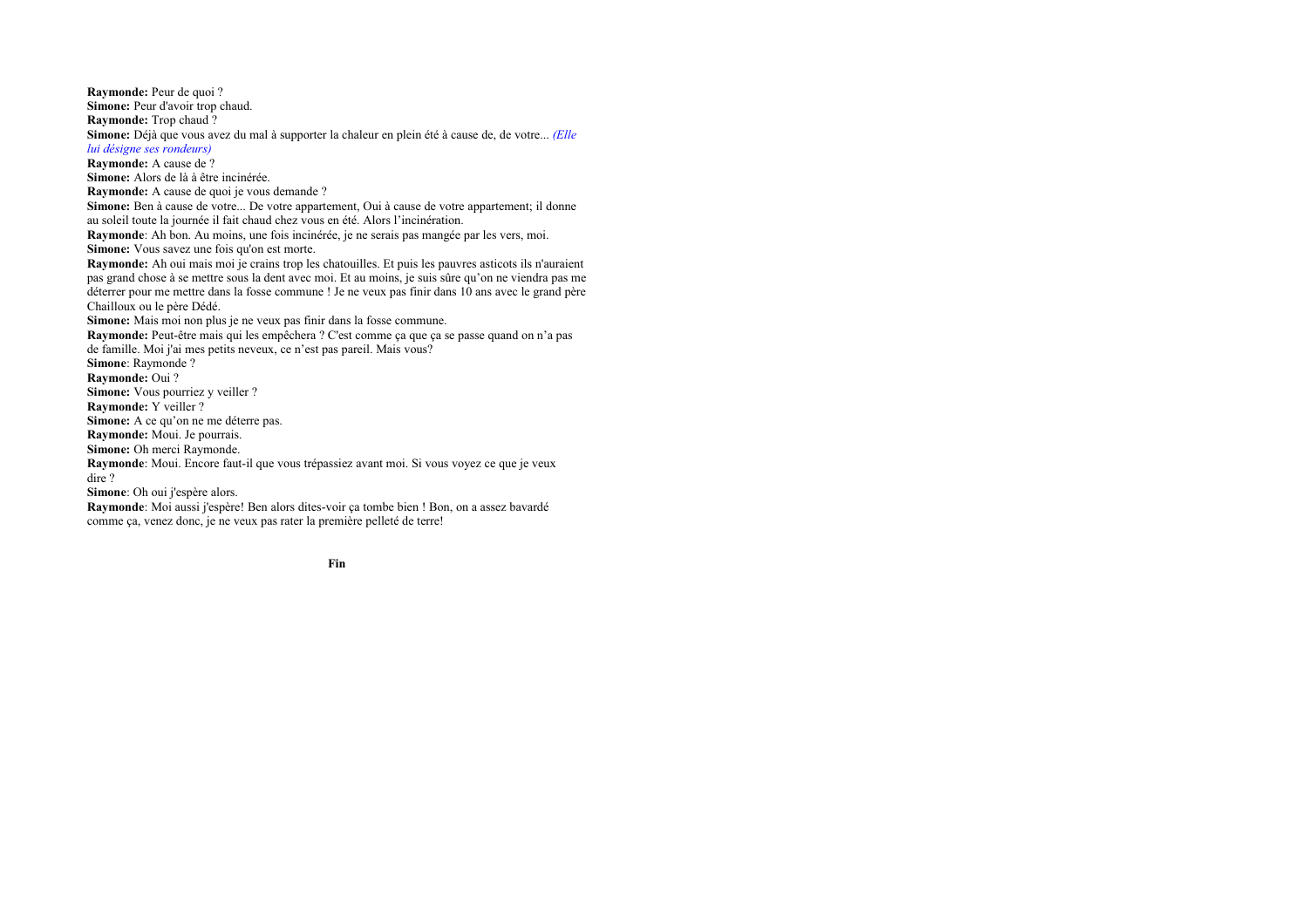**Raymonde:** Peur de quoi ?

**Simone:** Peur d'avoir trop chaud.

**Raymonde:** Trop chaud ?

**Simone:** Déjà que vous avez du mal à supporter la chaleur en plein été à cause de, de votre... *(Elle lui désigne ses rondeurs)*

**Raymonde:** A cause de ?

**Simone:** Alors de là à être incinérée.

**Raymonde:** A cause de quoi je vous demande ?

**Simone:** Ben à cause de votre... De votre appartement, Oui à cause de votre appartement; il donne au soleil toute la journée il fait chaud chez vous en été. Alors l'incinération.

**Raymonde**: Ah bon. Au moins, une fois incinérée, je ne serais pas mangée par les vers, moi.

**Simone:** Vous savez une fois qu'on est morte.

**Raymonde:** Ah oui mais moi je crains trop les chatouilles. Et puis les pauvres asticots ils n'auraient pas grand chose à se mettre sous la dent avec moi. Et au moins, je suis sûre qu'on ne viendra pas me déterrer pour me mettre dans la fosse commune ! Je ne veux pas finir dans 10 ans avec le grand père Chailloux ou le père Dédé.

**Simone:** Mais moi non plus je ne veux pas finir dans la fosse commune.

**Raymonde:** Peut-être mais qui les empêchera ? C'est comme ça que ça se passe quand on n'a pas de famille. Moi j'ai mes petits neveux, ce n'est pas pareil. Mais vous?

**Simone**: Raymonde ?

**Raymonde:** Oui ?

**Simone:** Vous pourriez y veiller ?

**Raymonde:** Y veiller ?

**Simone:** A ce qu'on ne me déterre pas.

**Raymonde:** Moui. Je pourrais.

**Simone:** Oh merci Raymonde.

**Raymonde**: Moui. Encore faut-il que vous trépassiez avant moi. Si vous voyez ce que je veux dire ?

**Simone**: Oh oui j'espère alors.

**Raymonde**: Moi aussi j'espère! Ben alors dites-voir ça tombe bien ! Bon, on a assez bavardé comme ça, venez donc, je ne veux pas rater la première pelleté de terre!

**Fin**